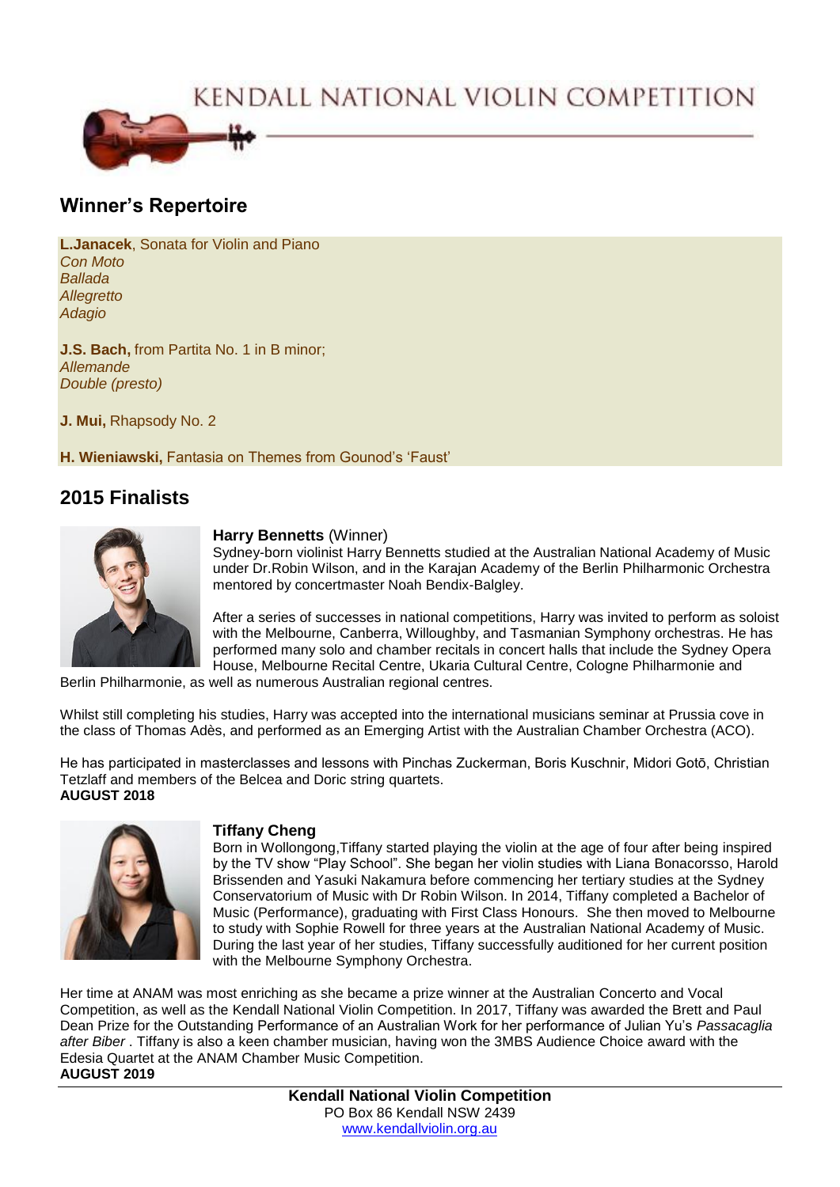# KENDALL NATIONAL VIOLIN COMPETITION

## Winner's Repertoire

**L.Janacek**, Sonata for Violin and Piano
*Con Moto*
*Ballada*
*Allegretto*
*Adagio*

**J.S. Bach,** from Partita No. 1 in B minor;
*Allemande*
*Double (presto)*

**J. Mui,** Rhapsody No. 2

**H. Wieniawski,** Fantasia on Themes from Gounod's 'Faust'

## 2015 Finalists

**Harry Bennetts** (Winner)
Sydney-born violinist Harry Bennetts studied at the Australian National Academy of Music under Dr.Robin Wilson, and in the Karajan Academy of the Berlin Philharmonic Orchestra mentored by concertmaster Noah Bendix-Balgley.

After a series of successes in national competitions, Harry was invited to perform as soloist with the Melbourne, Canberra, Willoughby, and Tasmanian Symphony orchestras. He has performed many solo and chamber recitals in concert halls that include the Sydney Opera House, Melbourne Recital Centre, Ukaria Cultural Centre, Cologne Philharmonie and Berlin Philharmonie, as well as numerous Australian regional centres.

Whilst still completing his studies, Harry was accepted into the international musicians seminar at Prussia cove in the class of Thomas Adès, and performed as an Emerging Artist with the Australian Chamber Orchestra (ACO).

He has participated in masterclasses and lessons with Pinchas Zuckerman, Boris Kuschnir, Midori Gotō, Christian Tetzlaff and members of the Belcea and Doric string quartets.
**AUGUST 2018**

**Tiffany Cheng**
Born in Wollongong,Tiffany started playing the violin at the age of four after being inspired by the TV show "Play School". She began her violin studies with Liana Bonacorsso, Harold Brissenden and Yasuki Nakamura before commencing her tertiary studies at the Sydney Conservatorium of Music with Dr Robin Wilson. In 2014, Tiffany completed a Bachelor of Music (Performance), graduating with First Class Honours. She then moved to Melbourne to study with Sophie Rowell for three years at the Australian National Academy of Music. During the last year of her studies, Tiffany successfully auditioned for her current position with the Melbourne Symphony Orchestra.

Her time at ANAM was most enriching as she became a prize winner at the Australian Concerto and Vocal Competition, as well as the Kendall National Violin Competition. In 2017, Tiffany was awarded the Brett and Paul Dean Prize for the Outstanding Performance of an Australian Work for her performance of Julian Yu's *Passacaglia after Biber* . Tiffany is also a keen chamber musician, having won the 3MBS Audience Choice award with the Edesia Quartet at the ANAM Chamber Music Competition.
**AUGUST 2019**

**Kendall National Violin Competition**
PO Box 86 Kendall NSW 2439
www.kendallviolin.org.au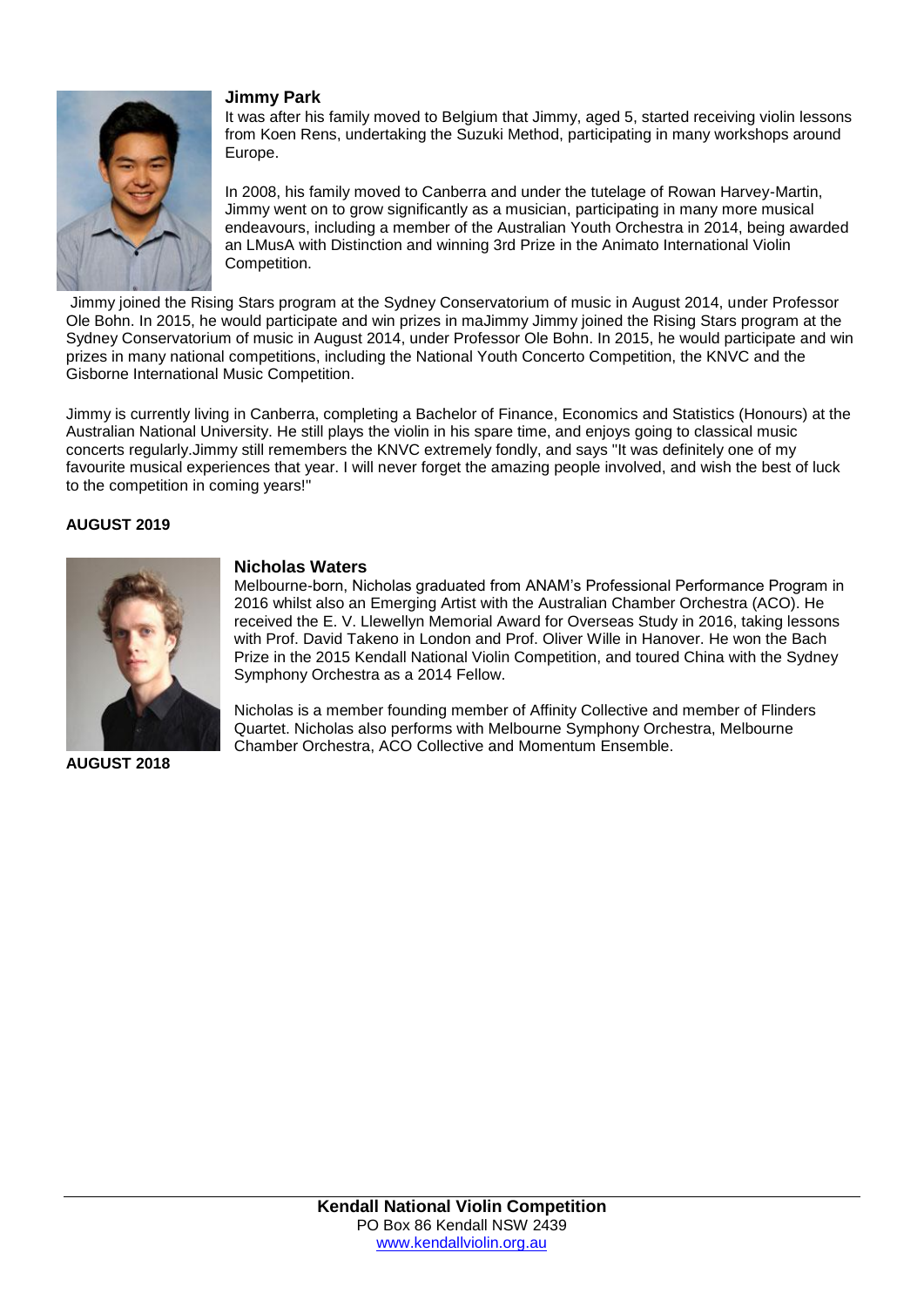### Jimmy Park

It was after his family moved to Belgium that Jimmy, aged 5, started receiving violin lessons from Koen Rens, undertaking the Suzuki Method, participating in many workshops around Europe.

In 2008, his family moved to Canberra and under the tutelage of Rowan Harvey-Martin, Jimmy went on to grow significantly as a musician, participating in many more musical endeavours, including a member of the Australian Youth Orchestra in 2014, being awarded an LMusA with Distinction and winning 3rd Prize in the Animato International Violin Competition.

Jimmy joined the Rising Stars program at the Sydney Conservatorium of music in August 2014, under Professor Ole Bohn. In 2015, he would participate and win prizes in maJimmy Jimmy joined the Rising Stars program at the Sydney Conservatorium of music in August 2014, under Professor Ole Bohn. In 2015, he would participate and win prizes in many national competitions, including the National Youth Concerto Competition, the KNVC and the Gisborne International Music Competition.

Jimmy is currently living in Canberra, completing a Bachelor of Finance, Economics and Statistics (Honours) at the Australian National University. He still plays the violin in his spare time, and enjoys going to classical music concerts regularly.Jimmy still remembers the KNVC extremely fondly, and says "It was definitely one of my favourite musical experiences that year. I will never forget the amazing people involved, and wish the best of luck to the competition in coming years!"

**AUGUST 2019**

### Nicholas Waters

Melbourne-born, Nicholas graduated from ANAM's Professional Performance Program in 2016 whilst also an Emerging Artist with the Australian Chamber Orchestra (ACO). He received the E. V. Llewellyn Memorial Award for Overseas Study in 2016, taking lessons with Prof. David Takeno in London and Prof. Oliver Wille in Hanover. He won the Bach Prize in the 2015 Kendall National Violin Competition, and toured China with the Sydney Symphony Orchestra as a 2014 Fellow.

Nicholas is a member founding member of Affinity Collective and member of Flinders Quartet. Nicholas also performs with Melbourne Symphony Orchestra, Melbourne Chamber Orchestra, ACO Collective and Momentum Ensemble.

**AUGUST 2018**